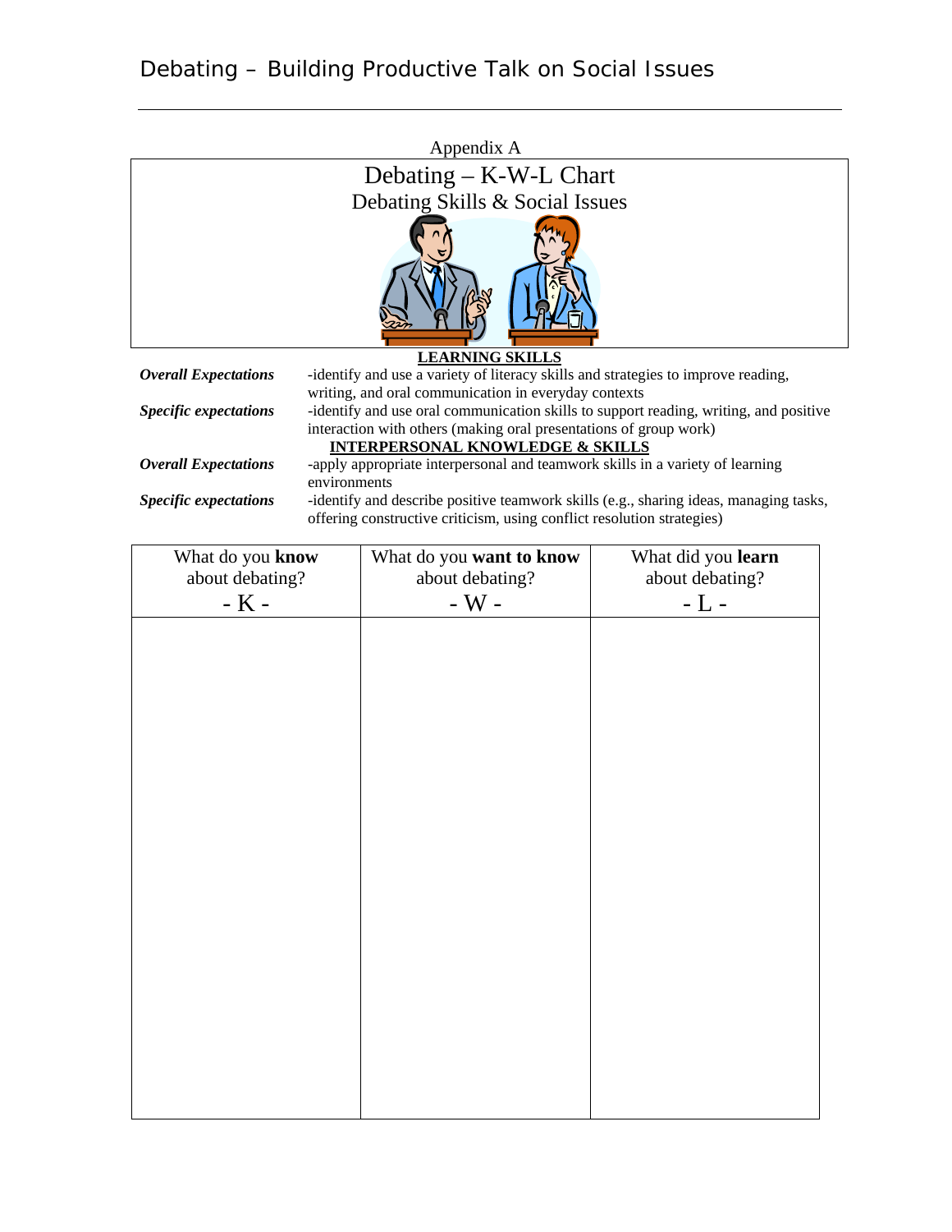# Debating – Building Productive Talk on Social Issues

Appendix A

## Debating – K-W-L Chart
### Debating Skills & Social Issues

**LEARNING SKILLS**

| | |
|---|---|
| ***Overall Expectations*** | -identify and use a variety of literacy skills and strategies to improve reading, writing, and oral communication in everyday contexts |
| ***Specific expectations*** | -identify and use oral communication skills to support reading, writing, and positive interaction with others (making oral presentations of group work) |

**INTERPERSONAL KNOWLEDGE & SKILLS**

| | |
|---|---|
| ***Overall Expectations*** | -apply appropriate interpersonal and teamwork skills in a variety of learning environments |
| ***Specific expectations*** | -identify and describe positive teamwork skills (e.g., sharing ideas, managing tasks, offering constructive criticism, using conflict resolution strategies) |

| What do you **know** about debating? - K - | What do you **want to know** about debating? - W - | What did you **learn** about debating? - L - |
|---|---|---|
| | | |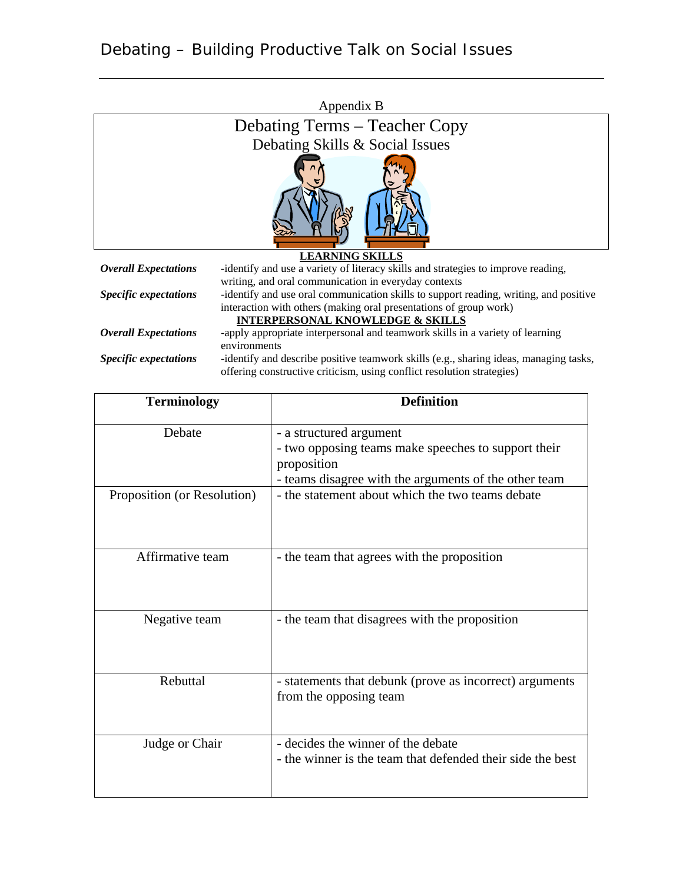Appendix B

# Debating Terms – Teacher Copy

## Debating Skills & Social Issues

**LEARNING SKILLS**

***Overall Expectations*** -identify and use a variety of literacy skills and strategies to improve reading, writing, and oral communication in everyday contexts

***Specific expectations*** -identify and use oral communication skills to support reading, writing, and positive interaction with others (making oral presentations of group work)

**INTERPERSONAL KNOWLEDGE & SKILLS**

***Overall Expectations*** -apply appropriate interpersonal and teamwork skills in a variety of learning environments

***Specific expectations*** -identify and describe positive teamwork skills (e.g., sharing ideas, managing tasks, offering constructive criticism, using conflict resolution strategies)

| Terminology | Definition |
|---|---|
| Debate | - a structured argument<br>- two opposing teams make speeches to support their proposition<br>- teams disagree with the arguments of the other team |
| Proposition (or Resolution) | - the statement about which the two teams debate |
| Affirmative team | - the team that agrees with the proposition |
| Negative team | - the team that disagrees with the proposition |
| Rebuttal | - statements that debunk (prove as incorrect) arguments from the opposing team |
| Judge or Chair | - decides the winner of the debate<br>- the winner is the team that defended their side the best |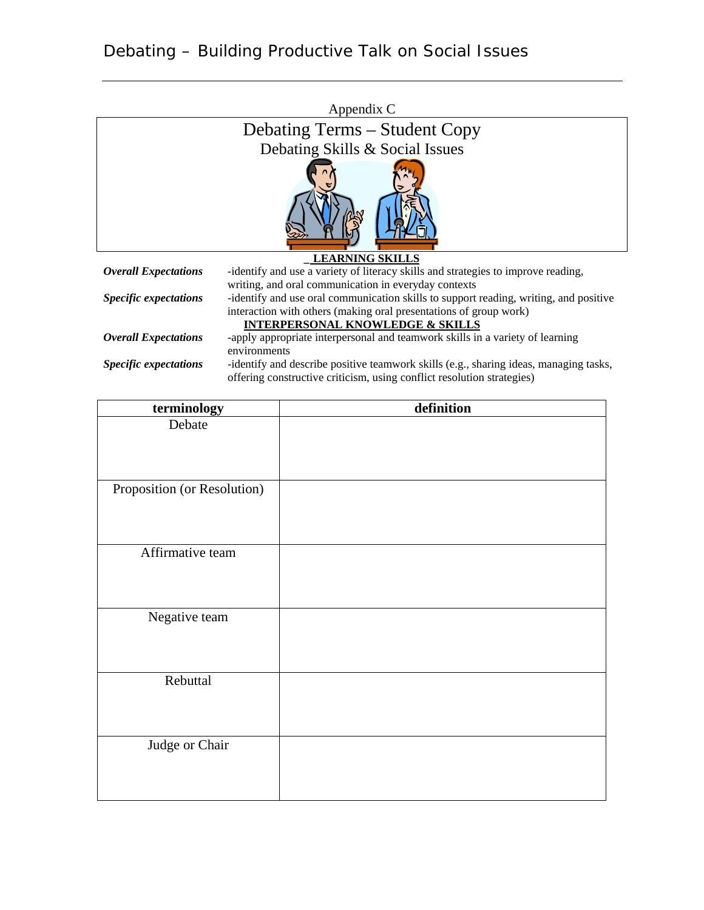Appendix C

# Debating Terms – Student Copy

## Debating Skills & Social Issues

**LEARNING SKILLS**

***Overall Expectations*** -identify and use a variety of literacy skills and strategies to improve reading, writing, and oral communication in everyday contexts

***Specific expectations*** -identify and use oral communication skills to support reading, writing, and positive interaction with others (making oral presentations of group work)

**INTERPERSONAL KNOWLEDGE & SKILLS**

***Overall Expectations*** -apply appropriate interpersonal and teamwork skills in a variety of learning environments

***Specific expectations*** -identify and describe positive teamwork skills (e.g., sharing ideas, managing tasks, offering constructive criticism, using conflict resolution strategies)

| terminology | definition |
| --- | --- |
| Debate | |
| Proposition (or Resolution) | |
| Affirmative team | |
| Negative team | |
| Rebuttal | |
| Judge or Chair | |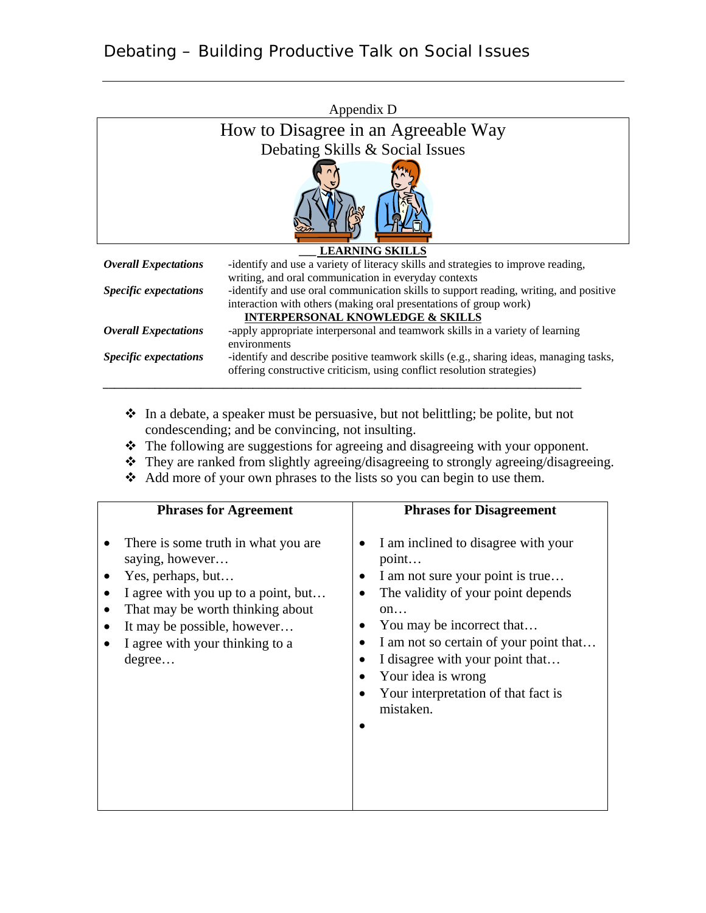Appendix D

# How to Disagree in an Agreeable Way

## Debating Skills & Social Issues

**LEARNING SKILLS**

| | |
|---|---|
| ***Overall Expectations*** | -identify and use a variety of literacy skills and strategies to improve reading, writing, and oral communication in everyday contexts |
| ***Specific expectations*** | -identify and use oral communication skills to support reading, writing, and positive interaction with others (making oral presentations of group work) |

**INTERPERSONAL KNOWLEDGE & SKILLS**

| | |
|---|---|
| ***Overall Expectations*** | -apply appropriate interpersonal and teamwork skills in a variety of learning environments |
| ***Specific expectations*** | -identify and describe positive teamwork skills (e.g., sharing ideas, managing tasks, offering constructive criticism, using conflict resolution strategies) |

---

- In a debate, a speaker must be persuasive, but not belittling; be polite, but not condescending; and be convincing, not insulting.
- The following are suggestions for agreeing and disagreeing with your opponent.
- They are ranked from slightly agreeing/disagreeing to strongly agreeing/disagreeing.
- Add more of your own phrases to the lists so you can begin to use them.

| Phrases for Agreement | Phrases for Disagreement |
|---|---|
| • There is some truth in what you are saying, however…<br>• Yes, perhaps, but…<br>• I agree with you up to a point, but…<br>• That may be worth thinking about<br>• It may be possible, however…<br>• I agree with your thinking to a degree… | • I am inclined to disagree with your point…<br>• I am not sure your point is true…<br>• The validity of your point depends on…<br>• You may be incorrect that…<br>• I am not so certain of your point that…<br>• I disagree with your point that…<br>• Your idea is wrong<br>• Your interpretation of that fact is mistaken.<br>• |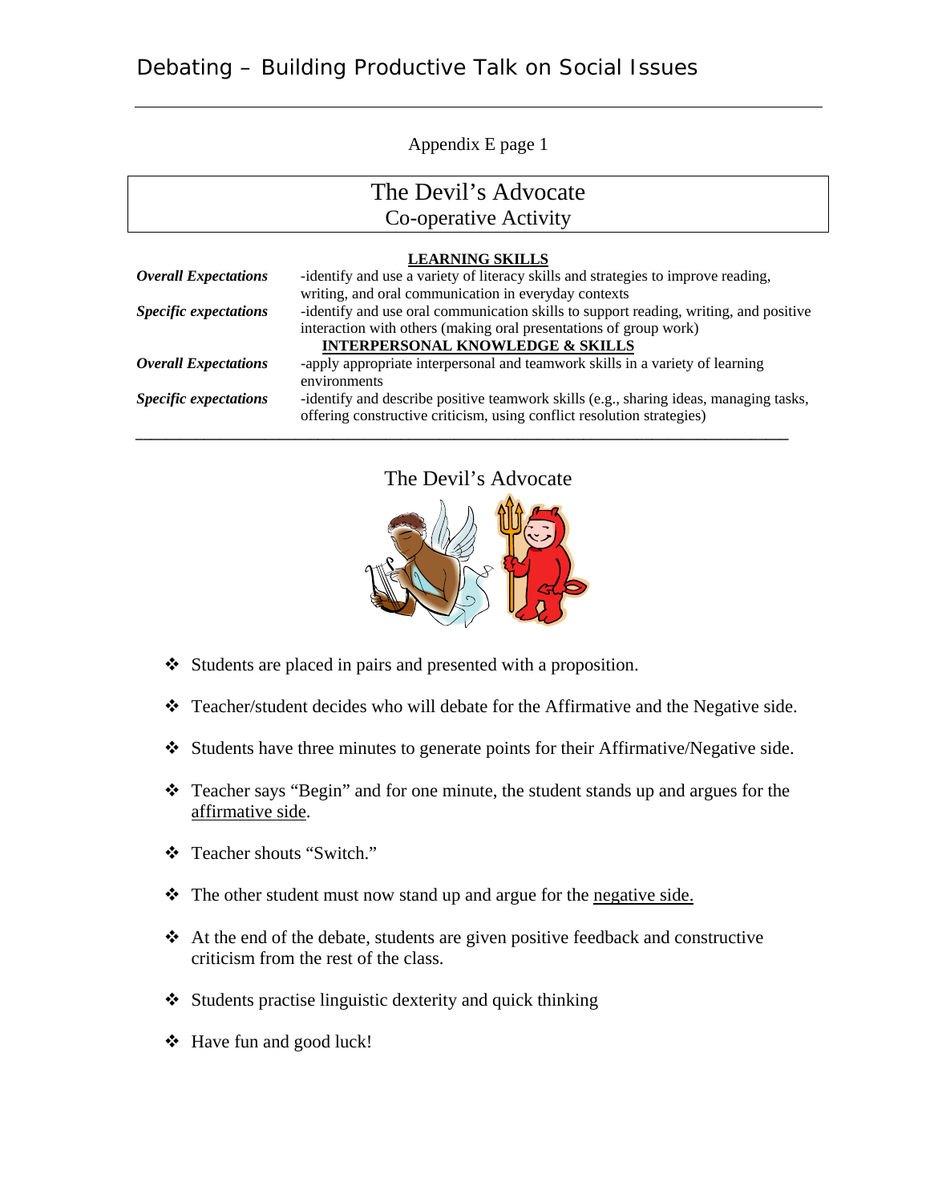Appendix E page 1

# The Devil's Advocate
## Co-operative Activity

**LEARNING SKILLS**

| | |
|---|---|
| ***Overall Expectations*** | -identify and use a variety of literacy skills and strategies to improve reading, writing, and oral communication in everyday contexts |
| ***Specific expectations*** | -identify and use oral communication skills to support reading, writing, and positive interaction with others (making oral presentations of group work) |

**INTERPERSONAL KNOWLEDGE & SKILLS**

| | |
|---|---|
| ***Overall Expectations*** | -apply appropriate interpersonal and teamwork skills in a variety of learning environments |
| ***Specific expectations*** | -identify and describe positive teamwork skills (e.g., sharing ideas, managing tasks, offering constructive criticism, using conflict resolution strategies) |

---

## The Devil's Advocate

- Students are placed in pairs and presented with a proposition.
- Teacher/student decides who will debate for the Affirmative and the Negative side.
- Students have three minutes to generate points for their Affirmative/Negative side.
- Teacher says "Begin" and for one minute, the student stands up and argues for the <u>affirmative side</u>.
- Teacher shouts "Switch."
- The other student must now stand up and argue for the <u>negative side.</u>
- At the end of the debate, students are given positive feedback and constructive criticism from the rest of the class.
- Students practise linguistic dexterity and quick thinking
- Have fun and good luck!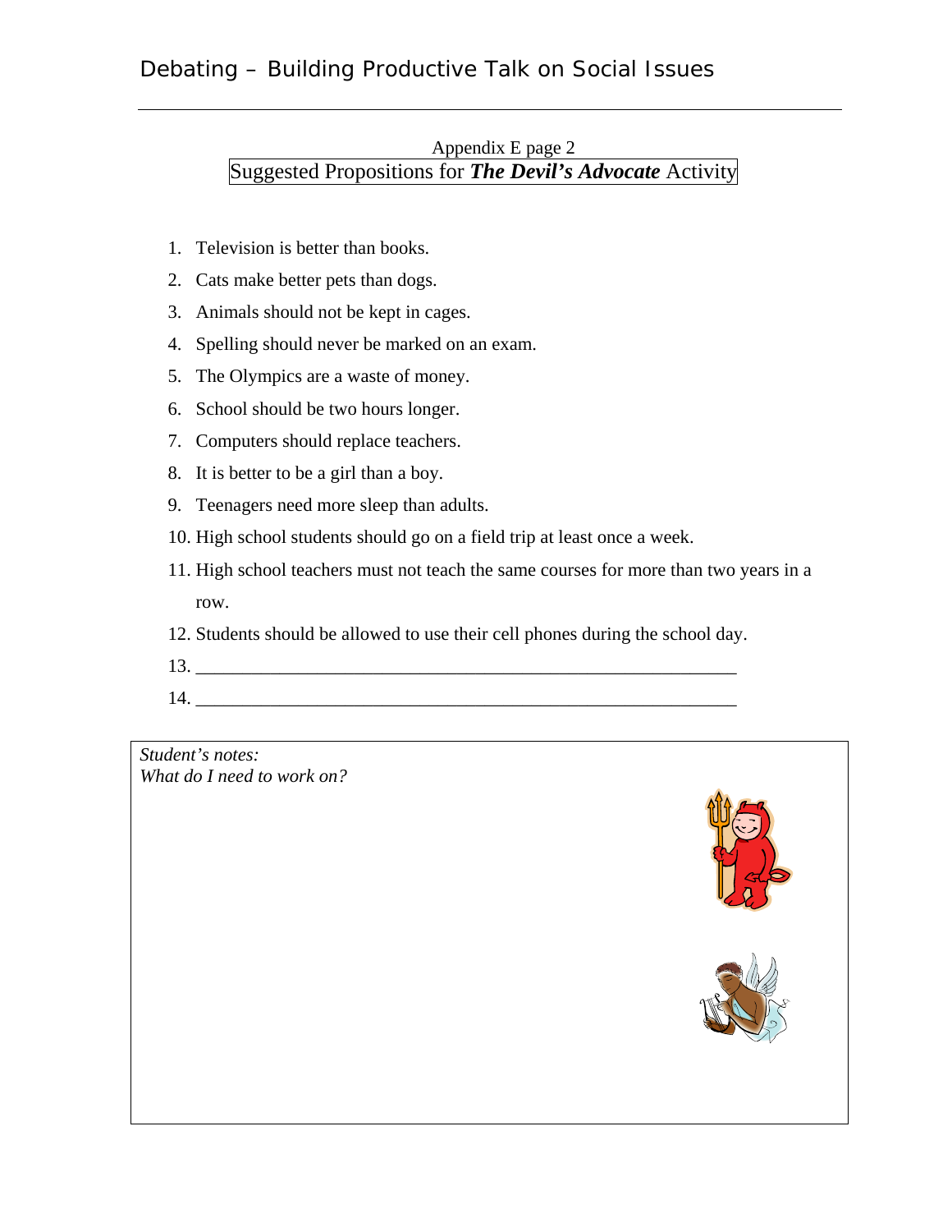Appendix E page 2

## Suggested Propositions for ***The Devil's Advocate*** Activity

1. Television is better than books.
2. Cats make better pets than dogs.
3. Animals should not be kept in cages.
4. Spelling should never be marked on an exam.
5. The Olympics are a waste of money.
6. School should be two hours longer.
7. Computers should replace teachers.
8. It is better to be a girl than a boy.
9. Teenagers need more sleep than adults.
10. High school students should go on a field trip at least once a week.
11. High school teachers must not teach the same courses for more than two years in a row.
12. Students should be allowed to use their cell phones during the school day.
13. ____________________________________________________________
14. ____________________________________________________________

*Student's notes:*
*What do I need to work on?*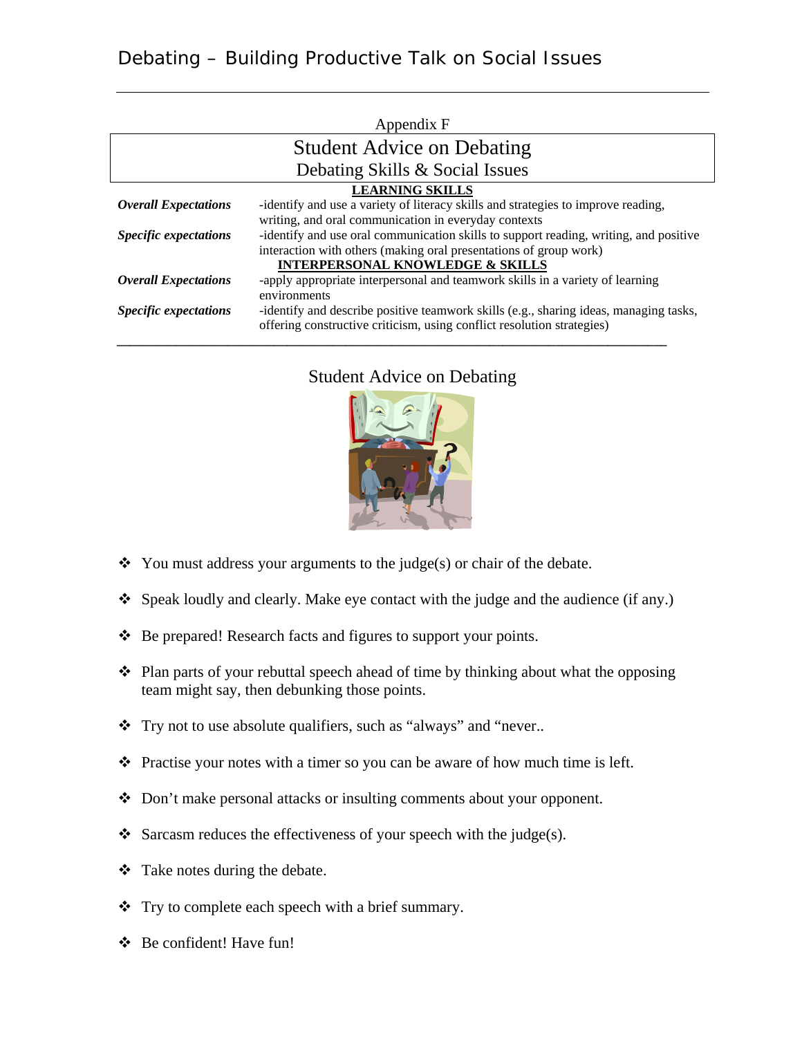Appendix F

# Student Advice on Debating

## Debating Skills & Social Issues

**LEARNING SKILLS**

| | |
|---|---|
| ***Overall Expectations*** | -identify and use a variety of literacy skills and strategies to improve reading, writing, and oral communication in everyday contexts |
| ***Specific expectations*** | -identify and use oral communication skills to support reading, writing, and positive interaction with others (making oral presentations of group work) |

**INTERPERSONAL KNOWLEDGE & SKILLS**

| | |
|---|---|
| ***Overall Expectations*** | -apply appropriate interpersonal and teamwork skills in a variety of learning environments |
| ***Specific expectations*** | -identify and describe positive teamwork skills (e.g., sharing ideas, managing tasks, offering constructive criticism, using conflict resolution strategies) |

---

## Student Advice on Debating

- You must address your arguments to the judge(s) or chair of the debate.
- Speak loudly and clearly. Make eye contact with the judge and the audience (if any.)
- Be prepared! Research facts and figures to support your points.
- Plan parts of your rebuttal speech ahead of time by thinking about what the opposing team might say, then debunking those points.
- Try not to use absolute qualifiers, such as "always" and "never..
- Practise your notes with a timer so you can be aware of how much time is left.
- Don't make personal attacks or insulting comments about your opponent.
- Sarcasm reduces the effectiveness of your speech with the judge(s).
- Take notes during the debate.
- Try to complete each speech with a brief summary.
- Be confident! Have fun!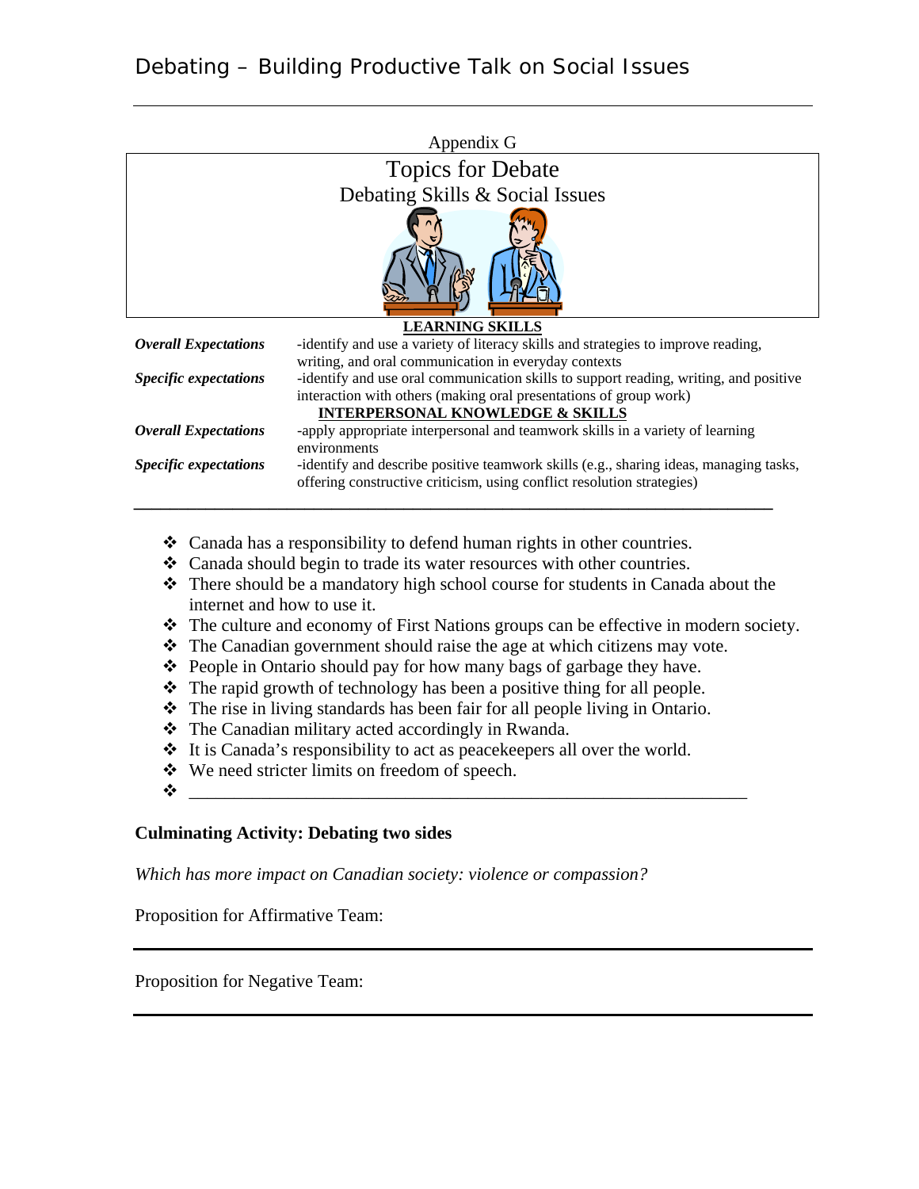Appendix G

# Topics for Debate

## Debating Skills & Social Issues

**LEARNING SKILLS**

| | |
|---|---|
| ***Overall Expectations*** | -identify and use a variety of literacy skills and strategies to improve reading, writing, and oral communication in everyday contexts |
| ***Specific expectations*** | -identify and use oral communication skills to support reading, writing, and positive interaction with others (making oral presentations of group work) |

**INTERPERSONAL KNOWLEDGE & SKILLS**

| | |
|---|---|
| ***Overall Expectations*** | -apply appropriate interpersonal and teamwork skills in a variety of learning environments |
| ***Specific expectations*** | -identify and describe positive teamwork skills (e.g., sharing ideas, managing tasks, offering constructive criticism, using conflict resolution strategies) |

---

- Canada has a responsibility to defend human rights in other countries.
- Canada should begin to trade its water resources with other countries.
- There should be a mandatory high school course for students in Canada about the internet and how to use it.
- The culture and economy of First Nations groups can be effective in modern society.
- The Canadian government should raise the age at which citizens may vote.
- People in Ontario should pay for how many bags of garbage they have.
- The rapid growth of technology has been a positive thing for all people.
- The rise in living standards has been fair for all people living in Ontario.
- The Canadian military acted accordingly in Rwanda.
- It is Canada's responsibility to act as peacekeepers all over the world.
- We need stricter limits on freedom of speech.
- ________________________________________________________________

**Culminating Activity: Debating two sides**

*Which has more impact on Canadian society: violence or compassion?*

Proposition for Affirmative Team:

________________________________________________________________

Proposition for Negative Team:

________________________________________________________________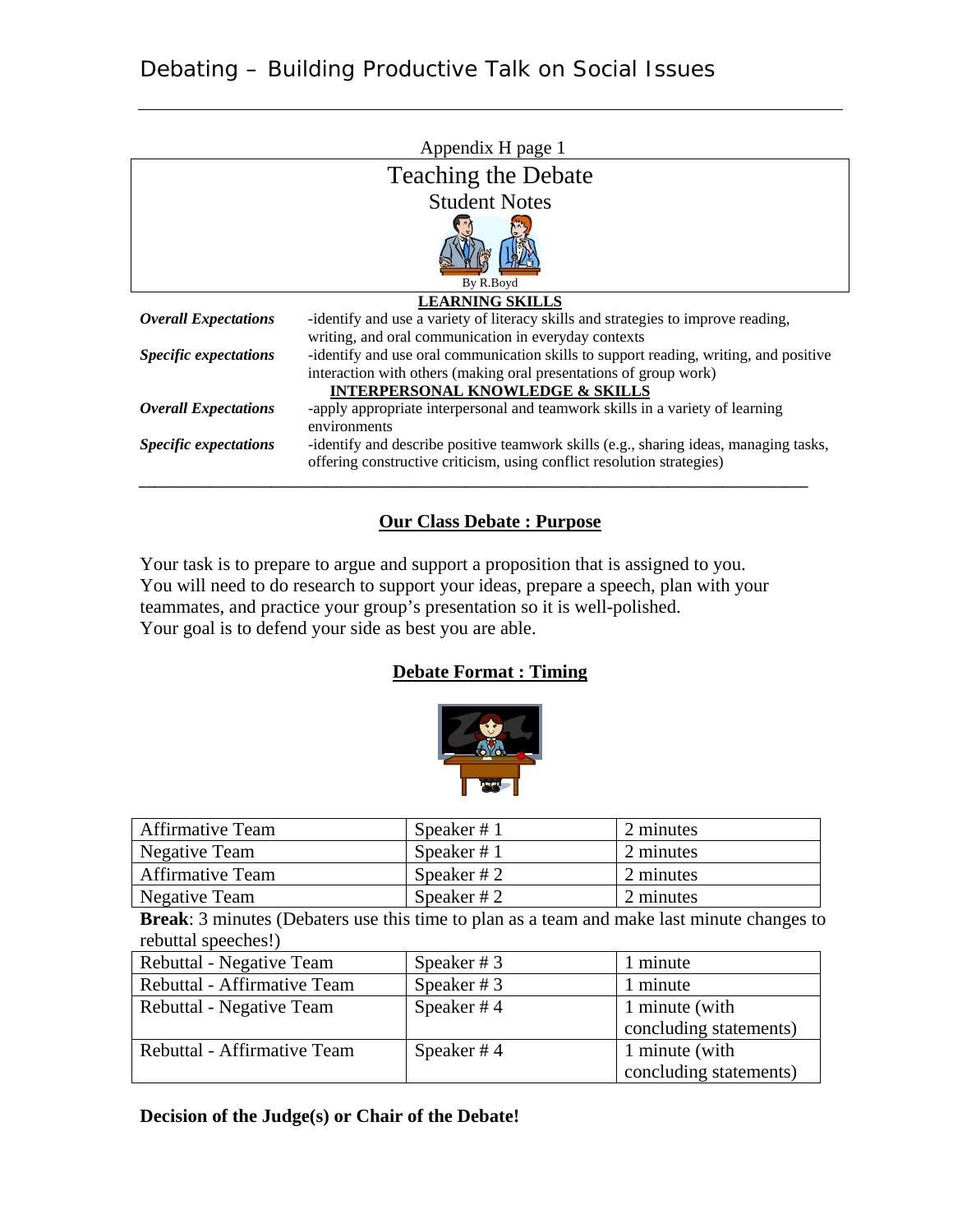Appendix H page 1

# Teaching the Debate

## Student Notes

By R.Boyd

**LEARNING SKILLS**

| | |
|---|---|
| ***Overall Expectations*** | -identify and use a variety of literacy skills and strategies to improve reading, writing, and oral communication in everyday contexts |
| ***Specific expectations*** | -identify and use oral communication skills to support reading, writing, and positive interaction with others (making oral presentations of group work) |

**INTERPERSONAL KNOWLEDGE & SKILLS**

| | |
|---|---|
| ***Overall Expectations*** | -apply appropriate interpersonal and teamwork skills in a variety of learning environments |
| ***Specific expectations*** | -identify and describe positive teamwork skills (e.g., sharing ideas, managing tasks, offering constructive criticism, using conflict resolution strategies) |

---

### Our Class Debate : Purpose

Your task is to prepare to argue and support a proposition that is assigned to you. You will need to do research to support your ideas, prepare a speech, plan with your teammates, and practice your group's presentation so it is well-polished. Your goal is to defend your side as best you are able.

### Debate Format : Timing

| | | |
|---|---|---|
| Affirmative Team | Speaker # 1 | 2 minutes |
| Negative Team | Speaker # 1 | 2 minutes |
| Affirmative Team | Speaker # 2 | 2 minutes |
| Negative Team | Speaker # 2 | 2 minutes |

**Break**: 3 minutes (Debaters use this time to plan as a team and make last minute changes to rebuttal speeches!)

| | | |
|---|---|---|
| Rebuttal - Negative Team | Speaker # 3 | 1 minute |
| Rebuttal - Affirmative Team | Speaker # 3 | 1 minute |
| Rebuttal - Negative Team | Speaker # 4 | 1 minute (with concluding statements) |
| Rebuttal - Affirmative Team | Speaker # 4 | 1 minute (with concluding statements) |

**Decision of the Judge(s) or Chair of the Debate!**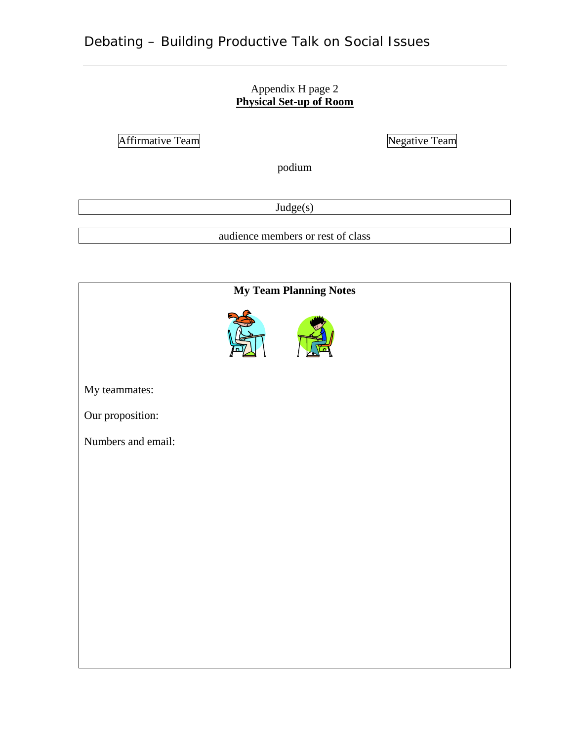Appendix H page 2

## Physical Set-up of Room

Affirmative Team

Negative Team

podium

Judge(s)

audience members or rest of class

**My Team Planning Notes**

My teammates:

Our proposition:

Numbers and email: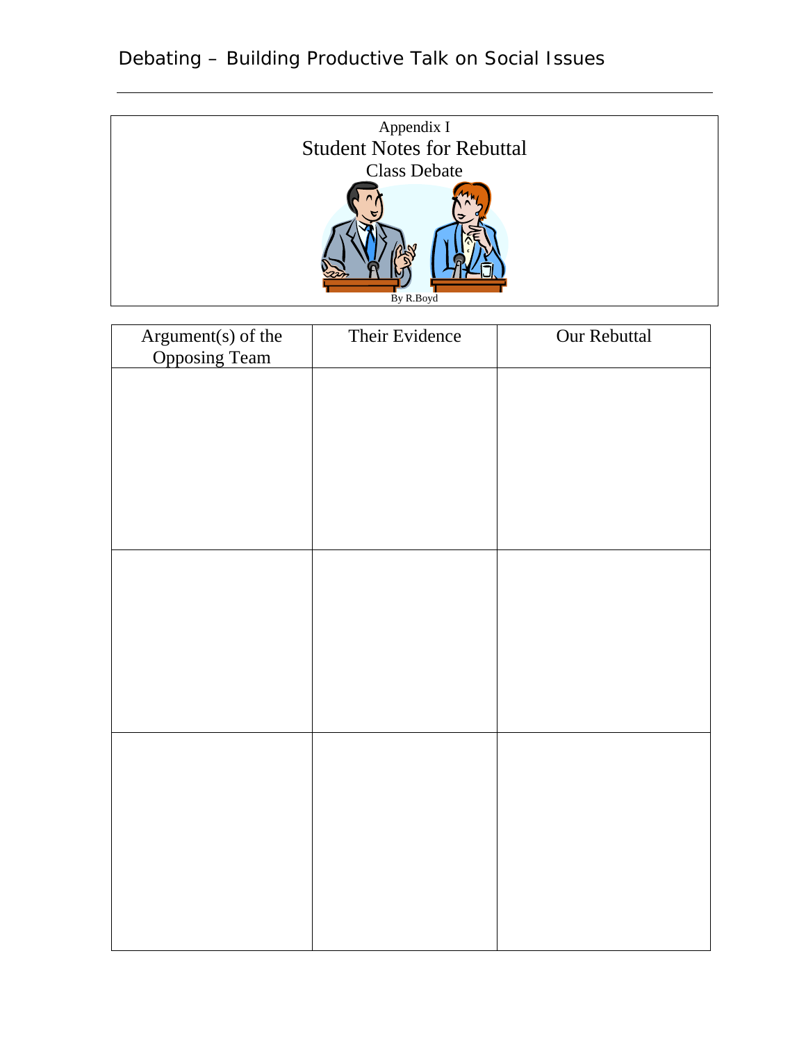Appendix I

## Student Notes for Rebuttal

Class Debate

By R.Boyd

| Argument(s) of the Opposing Team | Their Evidence | Our Rebuttal |
| --- | --- | --- |
| | | |
| | | |
| | | |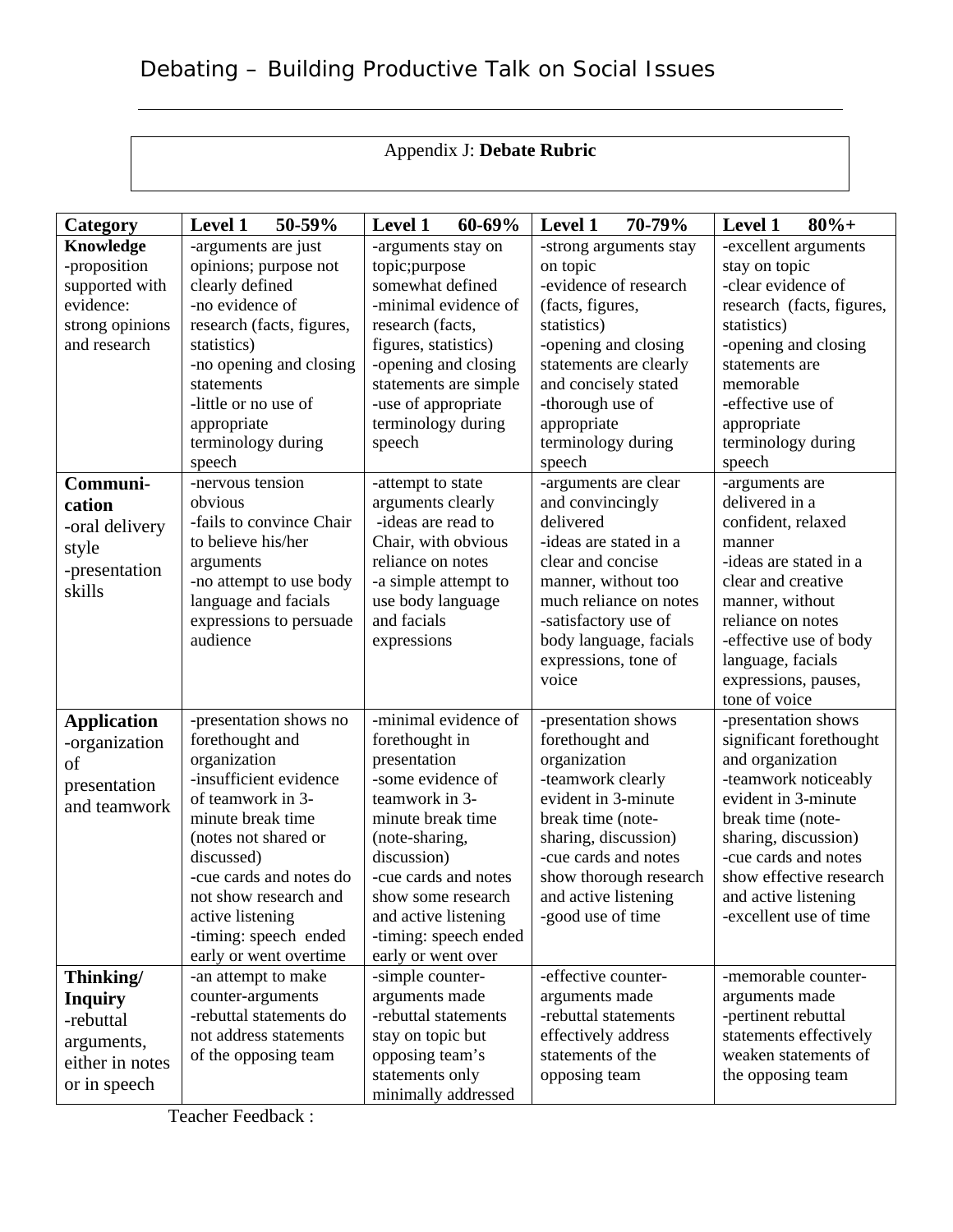Appendix J: **Debate Rubric**

| **Category** | **Level 1 50-59%** | **Level 1 60-69%** | **Level 1 70-79%** | **Level 1 80%+** |
|---|---|---|---|---|
| **Knowledge** -proposition supported with evidence: strong opinions and research | -arguments are just opinions; purpose not clearly defined -no evidence of research (facts, figures, statistics) -no opening and closing statements -little or no use of appropriate terminology during speech | -arguments stay on topic;purpose somewhat defined -minimal evidence of research (facts, figures, statistics) -opening and closing statements are simple -use of appropriate terminology during speech | -strong arguments stay on topic -evidence of research (facts, figures, statistics) -opening and closing statements are clearly and concisely stated -thorough use of appropriate terminology during speech | -excellent arguments stay on topic -clear evidence of research (facts, figures, statistics) -opening and closing statements are memorable -effective use of appropriate terminology during speech |
| **Communi-cation** -oral delivery style -presentation skills | -nervous tension obvious -fails to convince Chair to believe his/her arguments -no attempt to use body language and facials expressions to persuade audience | -attempt to state arguments clearly -ideas are read to Chair, with obvious reliance on notes -a simple attempt to use body language and facials expressions | -arguments are clear and convincingly delivered -ideas are stated in a clear and concise manner, without too much reliance on notes -satisfactory use of body language, facials expressions, tone of voice | -arguments are delivered in a confident, relaxed manner -ideas are stated in a clear and creative manner, without reliance on notes -effective use of body language, facials expressions, pauses, tone of voice |
| **Application** -organization of presentation and teamwork | -presentation shows no forethought and organization -insufficient evidence of teamwork in 3-minute break time (notes not shared or discussed) -cue cards and notes do not show research and active listening -timing: speech ended early or went overtime | -minimal evidence of forethought in presentation -some evidence of teamwork in 3-minute break time (note-sharing, discussion) -cue cards and notes show some research and active listening -timing: speech ended early or went over | -presentation shows forethought and organization -teamwork clearly evident in 3-minute break time (note-sharing, discussion) -cue cards and notes show thorough research and active listening -good use of time | -presentation shows significant forethought and organization -teamwork noticeably evident in 3-minute break time (note-sharing, discussion) -cue cards and notes show effective research and active listening -excellent use of time |
| **Thinking/ Inquiry** -rebuttal arguments, either in notes or in speech | -an attempt to make counter-arguments -rebuttal statements do not address statements of the opposing team | -simple counter-arguments made -rebuttal statements stay on topic but opposing team's statements only minimally addressed | -effective counter-arguments made -rebuttal statements effectively address statements of the opposing team | -memorable counter-arguments made -pertinent rebuttal statements effectively weaken statements of the opposing team |

Teacher Feedback :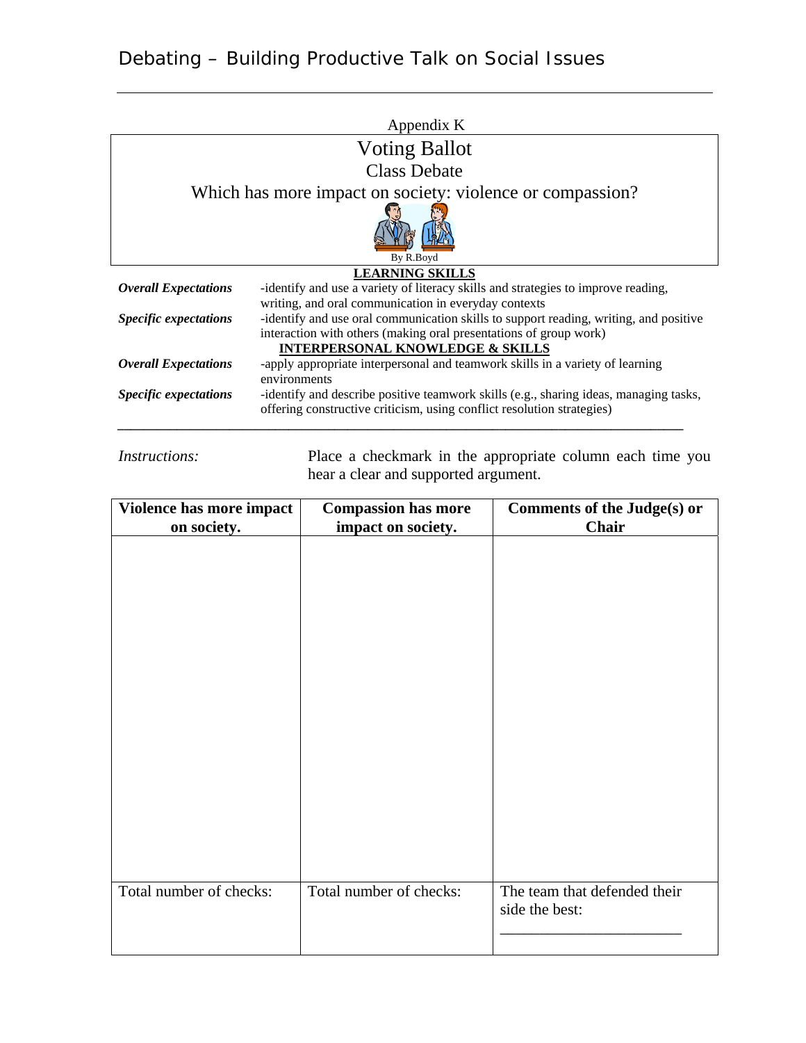Appendix K

# Voting Ballot

## Class Debate

## Which has more impact on society: violence or compassion?

By R.Boyd

**LEARNING SKILLS**

| | |
|---|---|
| ***Overall Expectations*** | -identify and use a variety of literacy skills and strategies to improve reading, writing, and oral communication in everyday contexts |
| ***Specific expectations*** | -identify and use oral communication skills to support reading, writing, and positive interaction with others (making oral presentations of group work) |

**INTERPERSONAL KNOWLEDGE & SKILLS**

| | |
|---|---|
| ***Overall Expectations*** | -apply appropriate interpersonal and teamwork skills in a variety of learning environments |
| ***Specific expectations*** | -identify and describe positive teamwork skills (e.g., sharing ideas, managing tasks, offering constructive criticism, using conflict resolution strategies) |

---

*Instructions:* Place a checkmark in the appropriate column each time you hear a clear and supported argument.

| Violence has more impact on society. | Compassion has more impact on society. | Comments of the Judge(s) or Chair |
|---|---|---|
| | | |
| Total number of checks: | Total number of checks: | The team that defended their side the best: ______________________ |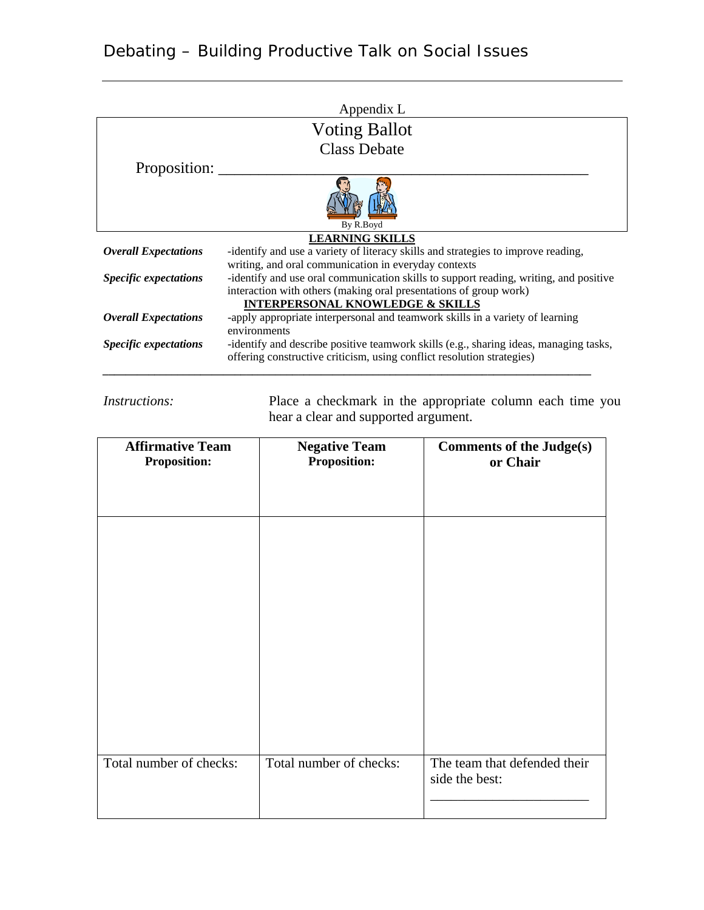Appendix L

# Voting Ballot

## Class Debate

Proposition: ______________________________________________

By R.Boyd

**LEARNING SKILLS**

| | |
|---|---|
| ***Overall Expectations*** | -identify and use a variety of literacy skills and strategies to improve reading, writing, and oral communication in everyday contexts |
| ***Specific expectations*** | -identify and use oral communication skills to support reading, writing, and positive interaction with others (making oral presentations of group work) |

**INTERPERSONAL KNOWLEDGE & SKILLS**

| | |
|---|---|
| ***Overall Expectations*** | -apply appropriate interpersonal and teamwork skills in a variety of learning environments |
| ***Specific expectations*** | -identify and describe positive teamwork skills (e.g., sharing ideas, managing tasks, offering constructive criticism, using conflict resolution strategies) |

---

*Instructions:* Place a checkmark in the appropriate column each time you hear a clear and supported argument.

| **Affirmative Team** **Proposition:** | **Negative Team** **Proposition:** | **Comments of the Judge(s) or Chair** |
|---|---|---|
| | | |
| Total number of checks: | Total number of checks: | The team that defended their side the best: ______________________ |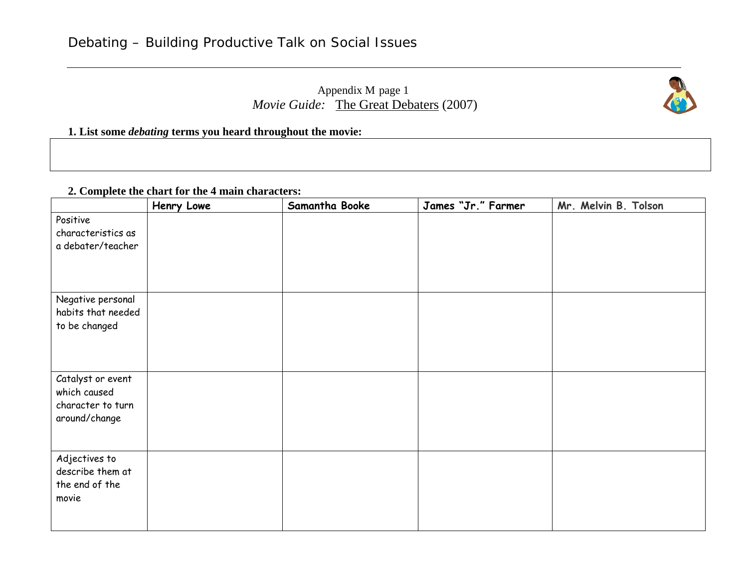Appendix M page 1

*Movie Guide:* The Great Debaters (2007)

**1. List some *debating* terms you heard throughout the movie:**

**2. Complete the chart for the 4 main characters:**

| | **Henry Lowe** | **Samantha Booke** | **James "Jr." Farmer** | **Mr. Melvin B. Tolson** |
|---|---|---|---|---|
| Positive characteristics as a debater/teacher | | | | |
| Negative personal habits that needed to be changed | | | | |
| Catalyst or event which caused character to turn around/change | | | | |
| Adjectives to describe them at the end of the movie | | | | |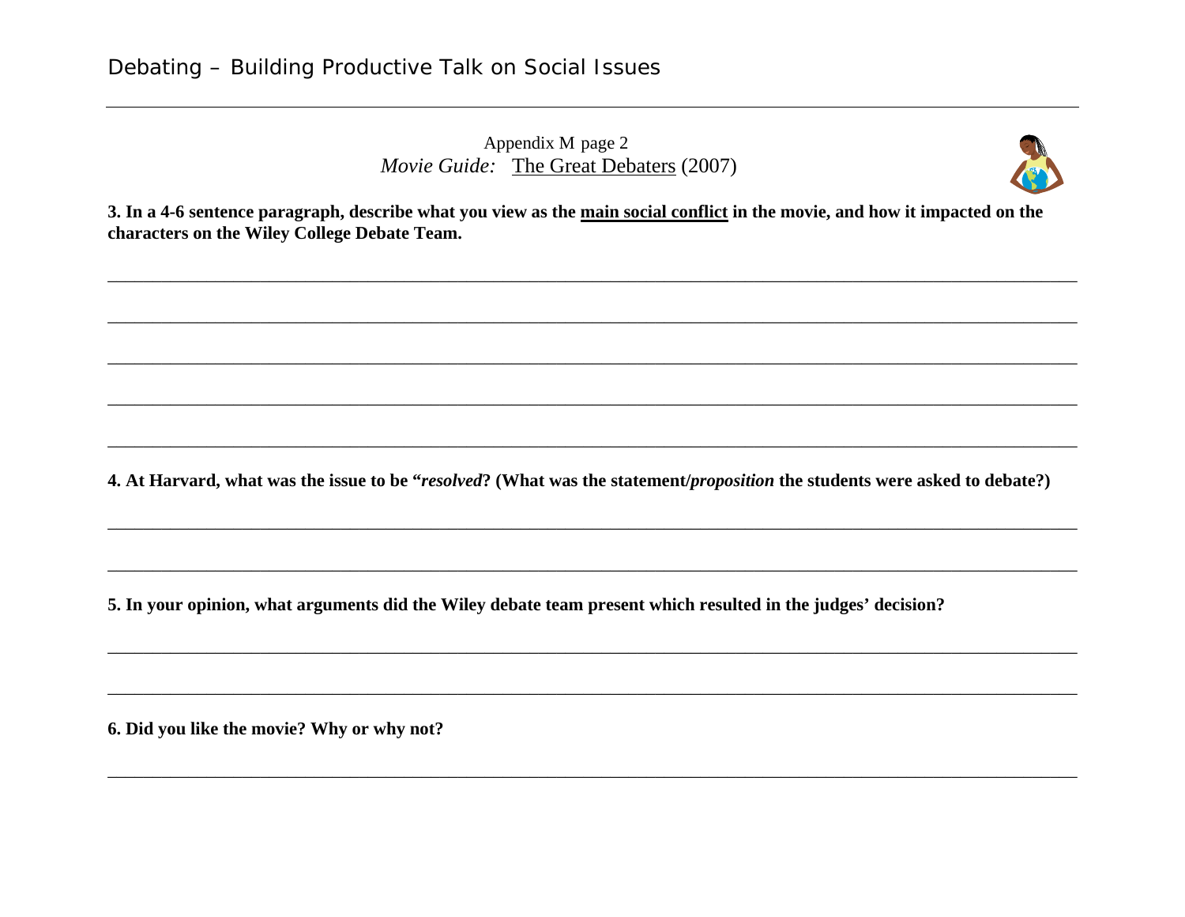Appendix M page 2

*Movie Guide:* The Great Debaters (2007)

**3. In a 4-6 sentence paragraph, describe what you view as the main social conflict in the movie, and how it impacted on the characters on the Wiley College Debate Team.**

\_\_\_\_\_\_\_\_\_\_\_\_\_\_\_\_\_\_\_\_\_\_\_\_\_\_\_\_\_\_\_\_\_\_\_\_\_\_\_\_\_\_\_\_\_\_\_\_\_\_\_\_\_\_\_\_\_\_\_\_\_\_\_\_\_\_\_\_\_\_\_\_\_\_\_\_\_\_

\_\_\_\_\_\_\_\_\_\_\_\_\_\_\_\_\_\_\_\_\_\_\_\_\_\_\_\_\_\_\_\_\_\_\_\_\_\_\_\_\_\_\_\_\_\_\_\_\_\_\_\_\_\_\_\_\_\_\_\_\_\_\_\_\_\_\_\_\_\_\_\_\_\_\_\_\_\_

\_\_\_\_\_\_\_\_\_\_\_\_\_\_\_\_\_\_\_\_\_\_\_\_\_\_\_\_\_\_\_\_\_\_\_\_\_\_\_\_\_\_\_\_\_\_\_\_\_\_\_\_\_\_\_\_\_\_\_\_\_\_\_\_\_\_\_\_\_\_\_\_\_\_\_\_\_\_

\_\_\_\_\_\_\_\_\_\_\_\_\_\_\_\_\_\_\_\_\_\_\_\_\_\_\_\_\_\_\_\_\_\_\_\_\_\_\_\_\_\_\_\_\_\_\_\_\_\_\_\_\_\_\_\_\_\_\_\_\_\_\_\_\_\_\_\_\_\_\_\_\_\_\_\_\_\_

\_\_\_\_\_\_\_\_\_\_\_\_\_\_\_\_\_\_\_\_\_\_\_\_\_\_\_\_\_\_\_\_\_\_\_\_\_\_\_\_\_\_\_\_\_\_\_\_\_\_\_\_\_\_\_\_\_\_\_\_\_\_\_\_\_\_\_\_\_\_\_\_\_\_\_\_\_\_

**4. At Harvard, what was the issue to be "*resolved*? (What was the statement/*proposition* the students were asked to debate?)**

\_\_\_\_\_\_\_\_\_\_\_\_\_\_\_\_\_\_\_\_\_\_\_\_\_\_\_\_\_\_\_\_\_\_\_\_\_\_\_\_\_\_\_\_\_\_\_\_\_\_\_\_\_\_\_\_\_\_\_\_\_\_\_\_\_\_\_\_\_\_\_\_\_\_\_\_\_\_

\_\_\_\_\_\_\_\_\_\_\_\_\_\_\_\_\_\_\_\_\_\_\_\_\_\_\_\_\_\_\_\_\_\_\_\_\_\_\_\_\_\_\_\_\_\_\_\_\_\_\_\_\_\_\_\_\_\_\_\_\_\_\_\_\_\_\_\_\_\_\_\_\_\_\_\_\_\_

**5. In your opinion, what arguments did the Wiley debate team present which resulted in the judges' decision?**

\_\_\_\_\_\_\_\_\_\_\_\_\_\_\_\_\_\_\_\_\_\_\_\_\_\_\_\_\_\_\_\_\_\_\_\_\_\_\_\_\_\_\_\_\_\_\_\_\_\_\_\_\_\_\_\_\_\_\_\_\_\_\_\_\_\_\_\_\_\_\_\_\_\_\_\_\_\_

\_\_\_\_\_\_\_\_\_\_\_\_\_\_\_\_\_\_\_\_\_\_\_\_\_\_\_\_\_\_\_\_\_\_\_\_\_\_\_\_\_\_\_\_\_\_\_\_\_\_\_\_\_\_\_\_\_\_\_\_\_\_\_\_\_\_\_\_\_\_\_\_\_\_\_\_\_\_

**6. Did you like the movie? Why or why not?**

\_\_\_\_\_\_\_\_\_\_\_\_\_\_\_\_\_\_\_\_\_\_\_\_\_\_\_\_\_\_\_\_\_\_\_\_\_\_\_\_\_\_\_\_\_\_\_\_\_\_\_\_\_\_\_\_\_\_\_\_\_\_\_\_\_\_\_\_\_\_\_\_\_\_\_\_\_\_